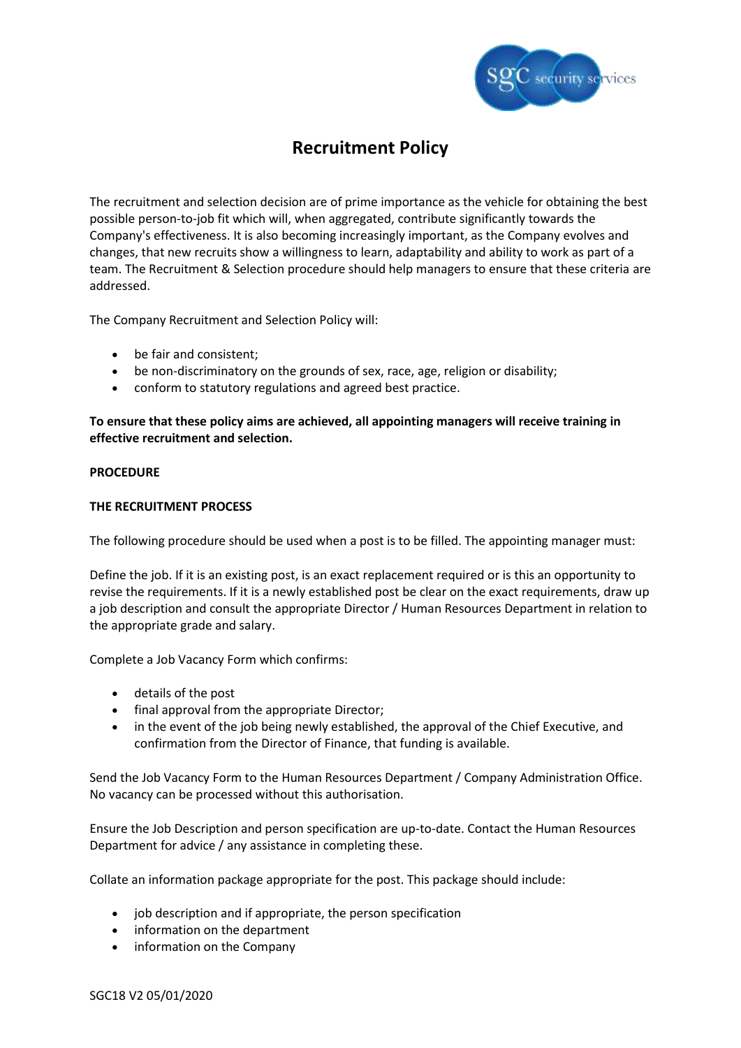# Recruitment Policy

The recruitment and selection decision are of prime importance as the vehicle for obtaining the best possible person-to-job fit which will, when aggregated, contribute significantly towards the Company's effectiveness. It is also becoming increasingly important, as the Company evolves and changes, that new recruits show a willingness to learn, adaptability and ability to work as part of a team. The Recruitment & Selection procedure should help managers to ensure that these criteria are addressed.

The Company Recruitment and Selection Policy will:

- be fair and consistent;
- be non-discriminatory on the grounds of sex, race, age, religion or disability;
- conform to statutory regulations and agreed best practice.

**To ensure that these policy aims are achieved, all appointing managers will receive training in effective recruitment and selection.**

**PROCEDURE**

**THE RECRUITMENT PROCESS**

The following procedure should be used when a post is to be filled. The appointing manager must:

Define the job. If it is an existing post, is an exact replacement required or is this an opportunity to revise the requirements. If it is a newly established post be clear on the exact requirements, draw up a job description and consult the appropriate Director / Human Resources Department in relation to the appropriate grade and salary.

Complete a Job Vacancy Form which confirms:

- details of the post
- final approval from the appropriate Director;
- in the event of the job being newly established, the approval of the Chief Executive, and confirmation from the Director of Finance, that funding is available.

Send the Job Vacancy Form to the Human Resources Department / Company Administration Office. No vacancy can be processed without this authorisation.

Ensure the Job Description and person specification are up-to-date. Contact the Human Resources Department for advice / any assistance in completing these.

Collate an information package appropriate for the post. This package should include:

- job description and if appropriate, the person specification
- information on the department
- information on the Company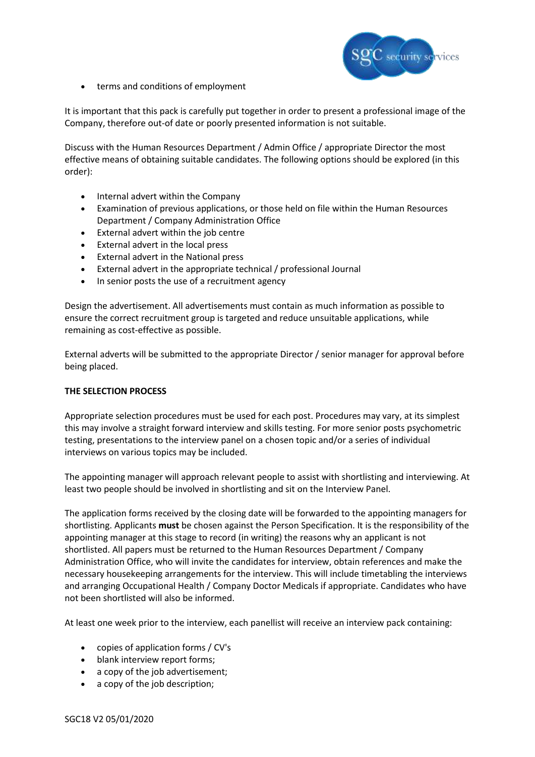- terms and conditions of employment

It is important that this pack is carefully put together in order to present a professional image of the Company, therefore out-of date or poorly presented information is not suitable.

Discuss with the Human Resources Department / Admin Office / appropriate Director the most effective means of obtaining suitable candidates. The following options should be explored (in this order):

- Internal advert within the Company
- Examination of previous applications, or those held on file within the Human Resources Department / Company Administration Office
- External advert within the job centre
- External advert in the local press
- External advert in the National press
- External advert in the appropriate technical / professional Journal
- In senior posts the use of a recruitment agency

Design the advertisement. All advertisements must contain as much information as possible to ensure the correct recruitment group is targeted and reduce unsuitable applications, while remaining as cost-effective as possible.

External adverts will be submitted to the appropriate Director / senior manager for approval before being placed.

**THE SELECTION PROCESS**

Appropriate selection procedures must be used for each post. Procedures may vary, at its simplest this may involve a straight forward interview and skills testing. For more senior posts psychometric testing, presentations to the interview panel on a chosen topic and/or a series of individual interviews on various topics may be included.

The appointing manager will approach relevant people to assist with shortlisting and interviewing. At least two people should be involved in shortlisting and sit on the Interview Panel.

The application forms received by the closing date will be forwarded to the appointing managers for shortlisting. Applicants **must** be chosen against the Person Specification. It is the responsibility of the appointing manager at this stage to record (in writing) the reasons why an applicant is not shortlisted. All papers must be returned to the Human Resources Department / Company Administration Office, who will invite the candidates for interview, obtain references and make the necessary housekeeping arrangements for the interview. This will include timetabling the interviews and arranging Occupational Health / Company Doctor Medicals if appropriate. Candidates who have not been shortlisted will also be informed.

At least one week prior to the interview, each panellist will receive an interview pack containing:

- copies of application forms / CV's
- blank interview report forms;
- a copy of the job advertisement;
- a copy of the job description;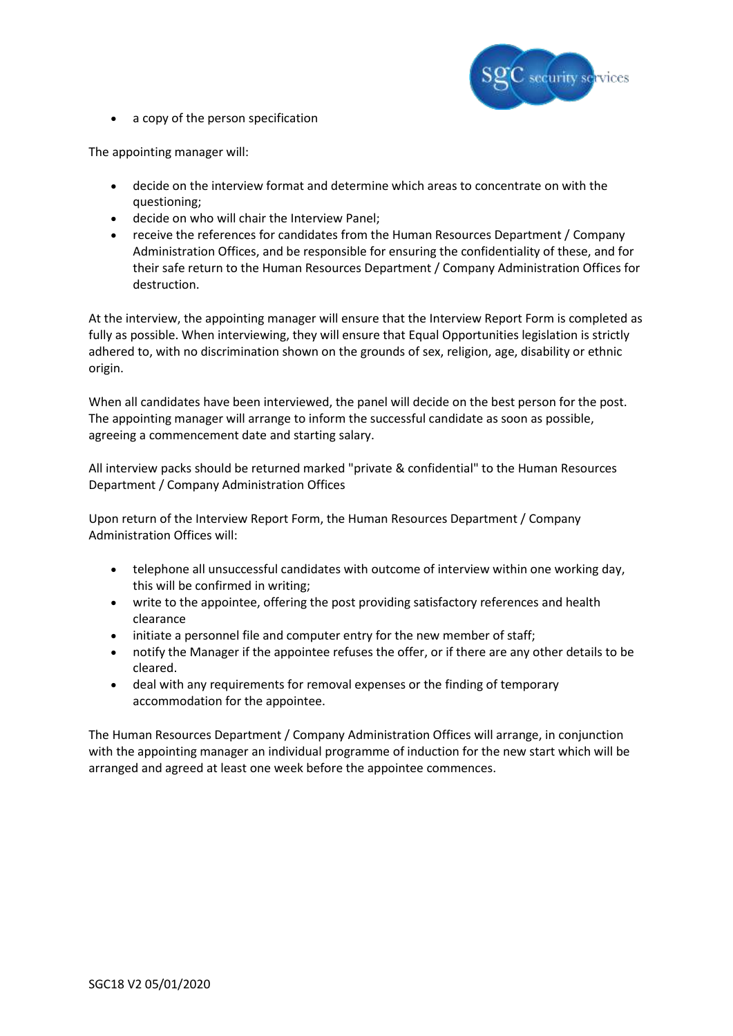- a copy of the person specification

The appointing manager will:

- decide on the interview format and determine which areas to concentrate on with the questioning;
- decide on who will chair the Interview Panel;
- receive the references for candidates from the Human Resources Department / Company Administration Offices, and be responsible for ensuring the confidentiality of these, and for their safe return to the Human Resources Department / Company Administration Offices for destruction.

At the interview, the appointing manager will ensure that the Interview Report Form is completed as fully as possible. When interviewing, they will ensure that Equal Opportunities legislation is strictly adhered to, with no discrimination shown on the grounds of sex, religion, age, disability or ethnic origin.

When all candidates have been interviewed, the panel will decide on the best person for the post. The appointing manager will arrange to inform the successful candidate as soon as possible, agreeing a commencement date and starting salary.

All interview packs should be returned marked "private & confidential" to the Human Resources Department / Company Administration Offices

Upon return of the Interview Report Form, the Human Resources Department / Company Administration Offices will:

- telephone all unsuccessful candidates with outcome of interview within one working day, this will be confirmed in writing;
- write to the appointee, offering the post providing satisfactory references and health clearance
- initiate a personnel file and computer entry for the new member of staff;
- notify the Manager if the appointee refuses the offer, or if there are any other details to be cleared.
- deal with any requirements for removal expenses or the finding of temporary accommodation for the appointee.

The Human Resources Department / Company Administration Offices will arrange, in conjunction with the appointing manager an individual programme of induction for the new start which will be arranged and agreed at least one week before the appointee commences.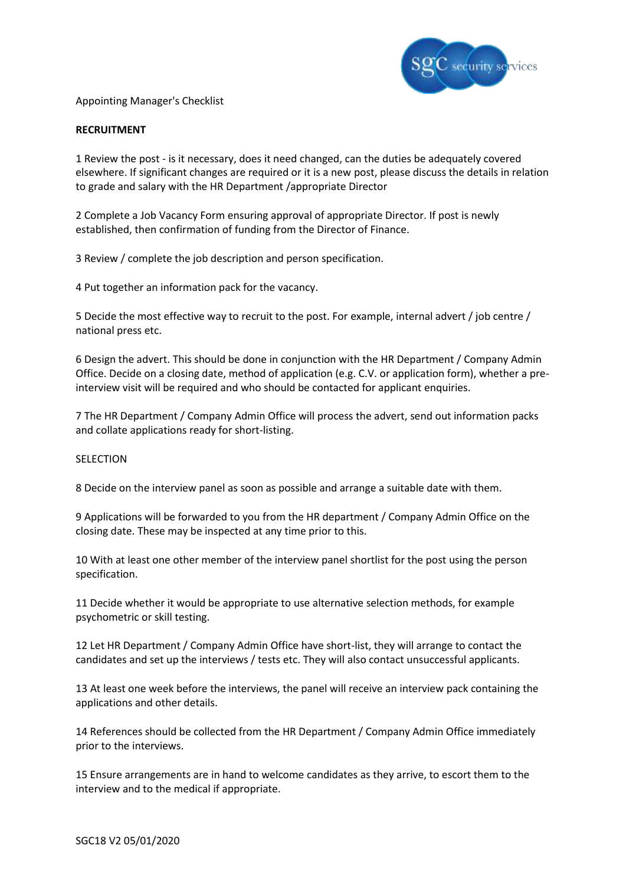Appointing Manager's Checklist

**RECRUITMENT**

1 Review the post - is it necessary, does it need changed, can the duties be adequately covered elsewhere. If significant changes are required or it is a new post, please discuss the details in relation to grade and salary with the HR Department /appropriate Director

2 Complete a Job Vacancy Form ensuring approval of appropriate Director. If post is newly established, then confirmation of funding from the Director of Finance.

3 Review / complete the job description and person specification.

4 Put together an information pack for the vacancy.

5 Decide the most effective way to recruit to the post. For example, internal advert / job centre / national press etc.

6 Design the advert. This should be done in conjunction with the HR Department / Company Admin Office. Decide on a closing date, method of application (e.g. C.V. or application form), whether a pre-interview visit will be required and who should be contacted for applicant enquiries.

7 The HR Department / Company Admin Office will process the advert, send out information packs and collate applications ready for short-listing.

SELECTION

8 Decide on the interview panel as soon as possible and arrange a suitable date with them.

9 Applications will be forwarded to you from the HR department / Company Admin Office on the closing date. These may be inspected at any time prior to this.

10 With at least one other member of the interview panel shortlist for the post using the person specification.

11 Decide whether it would be appropriate to use alternative selection methods, for example psychometric or skill testing.

12 Let HR Department / Company Admin Office have short-list, they will arrange to contact the candidates and set up the interviews / tests etc. They will also contact unsuccessful applicants.

13 At least one week before the interviews, the panel will receive an interview pack containing the applications and other details.

14 References should be collected from the HR Department / Company Admin Office immediately prior to the interviews.

15 Ensure arrangements are in hand to welcome candidates as they arrive, to escort them to the interview and to the medical if appropriate.

SGC18 V2 05/01/2020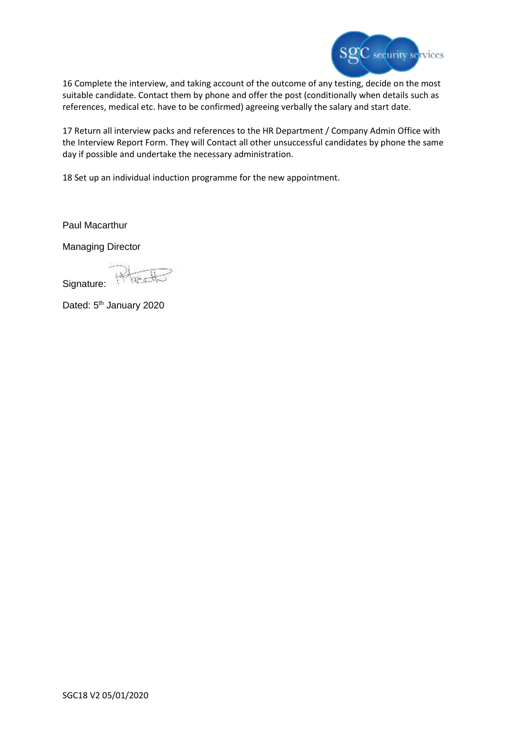16 Complete the interview, and taking account of the outcome of any testing, decide on the most suitable candidate. Contact them by phone and offer the post (conditionally when details such as references, medical etc. have to be confirmed) agreeing verbally the salary and start date.

17 Return all interview packs and references to the HR Department / Company Admin Office with the Interview Report Form. They will Contact all other unsuccessful candidates by phone the same day if possible and undertake the necessary administration.

18 Set up an individual induction programme for the new appointment.

Paul Macarthur

Managing Director

Signature:

Dated: 5th January 2020